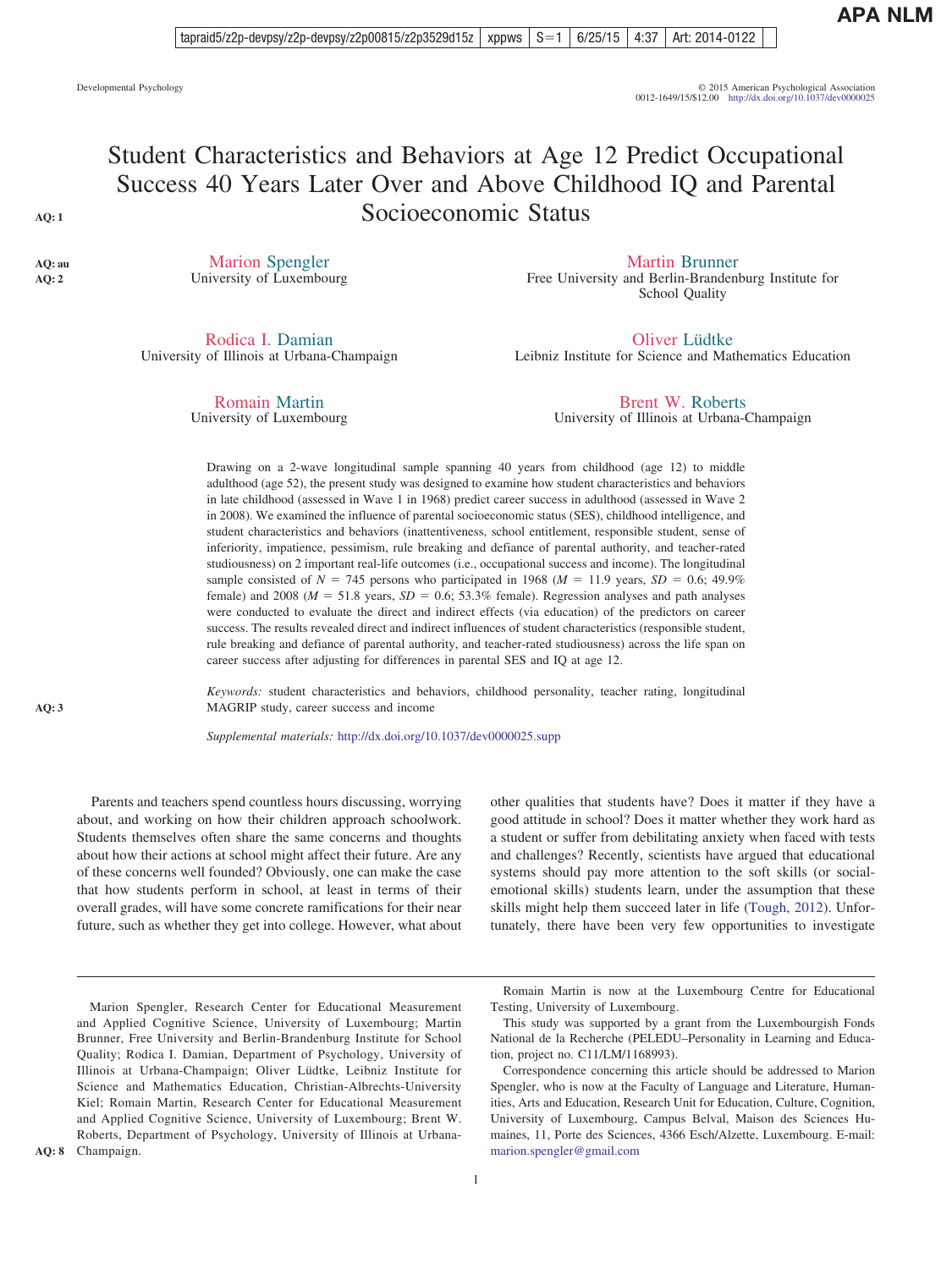# Student Characteristics and Behaviors at Age 12 Predict Occupational Success 40 Years Later Over and Above Childhood IQ and Parental Socioeconomic Status

Marion Spengler
University of Luxembourg

Martin Brunner
Free University and Berlin-Brandenburg Institute for School Quality

Rodica I. Damian
University of Illinois at Urbana-Champaign

Oliver Lüdtke
Leibniz Institute for Science and Mathematics Education

Romain Martin
University of Luxembourg

Brent W. Roberts
University of Illinois at Urbana-Champaign

Drawing on a 2-wave longitudinal sample spanning 40 years from childhood (age 12) to middle adulthood (age 52), the present study was designed to examine how student characteristics and behaviors in late childhood (assessed in Wave 1 in 1968) predict career success in adulthood (assessed in Wave 2 in 2008). We examined the influence of parental socioeconomic status (SES), childhood intelligence, and student characteristics and behaviors (inattentiveness, school entitlement, responsible student, sense of inferiority, impatience, pessimism, rule breaking and defiance of parental authority, and teacher-rated studiousness) on 2 important real-life outcomes (i.e., occupational success and income). The longitudinal sample consisted of $N$ = 745 persons who participated in 1968 ($M$ = 11.9 years, $SD$ = 0.6; 49.9% female) and 2008 ($M$ = 51.8 years, $SD$ = 0.6; 53.3% female). Regression analyses and path analyses were conducted to evaluate the direct and indirect effects (via education) of the predictors on career success. The results revealed direct and indirect influences of student characteristics (responsible student, rule breaking and defiance of parental authority, and teacher-rated studiousness) across the life span on career success after adjusting for differences in parental SES and IQ at age 12.

*Keywords:* student characteristics and behaviors, childhood personality, teacher rating, longitudinal MAGRIP study, career success and income

*Supplemental materials:* http://dx.doi.org/10.1037/dev0000025.supp

Parents and teachers spend countless hours discussing, worrying about, and working on how their children approach schoolwork. Students themselves often share the same concerns and thoughts about how their actions at school might affect their future. Are any of these concerns well founded? Obviously, one can make the case that how students perform in school, at least in terms of their overall grades, will have some concrete ramifications for their near future, such as whether they get into college. However, what about other qualities that students have? Does it matter if they have a good attitude in school? Does it matter whether they work hard as a student or suffer from debilitating anxiety when faced with tests and challenges? Recently, scientists have argued that educational systems should pay more attention to the soft skills (or social-emotional skills) students learn, under the assumption that these skills might help them succeed later in life (Tough, 2012). Unfortunately, there have been very few opportunities to investigate

---

Marion Spengler, Research Center for Educational Measurement and Applied Cognitive Science, University of Luxembourg; Martin Brunner, Free University and Berlin-Brandenburg Institute for School Quality; Rodica I. Damian, Department of Psychology, University of Illinois at Urbana-Champaign; Oliver Lüdtke, Leibniz Institute for Science and Mathematics Education, Christian-Albrechts-University Kiel; Romain Martin, Research Center for Educational Measurement and Applied Cognitive Science, University of Luxembourg; Brent W. Roberts, Department of Psychology, University of Illinois at Urbana-Champaign.

Romain Martin is now at the Luxembourg Centre for Educational Testing, University of Luxembourg.

This study was supported by a grant from the Luxembourgish Fonds National de la Recherche (PELEDU–Personality in Learning and Education, project no. C11/LM/1168993).

Correspondence concerning this article should be addressed to Marion Spengler, who is now at the Faculty of Language and Literature, Humanities, Arts and Education, Research Unit for Education, Culture, Cognition, University of Luxembourg, Campus Belval, Maison des Sciences Humaines, 11, Porte des Sciences, 4366 Esch/Alzette, Luxembourg. E-mail: marion.spengler@gmail.com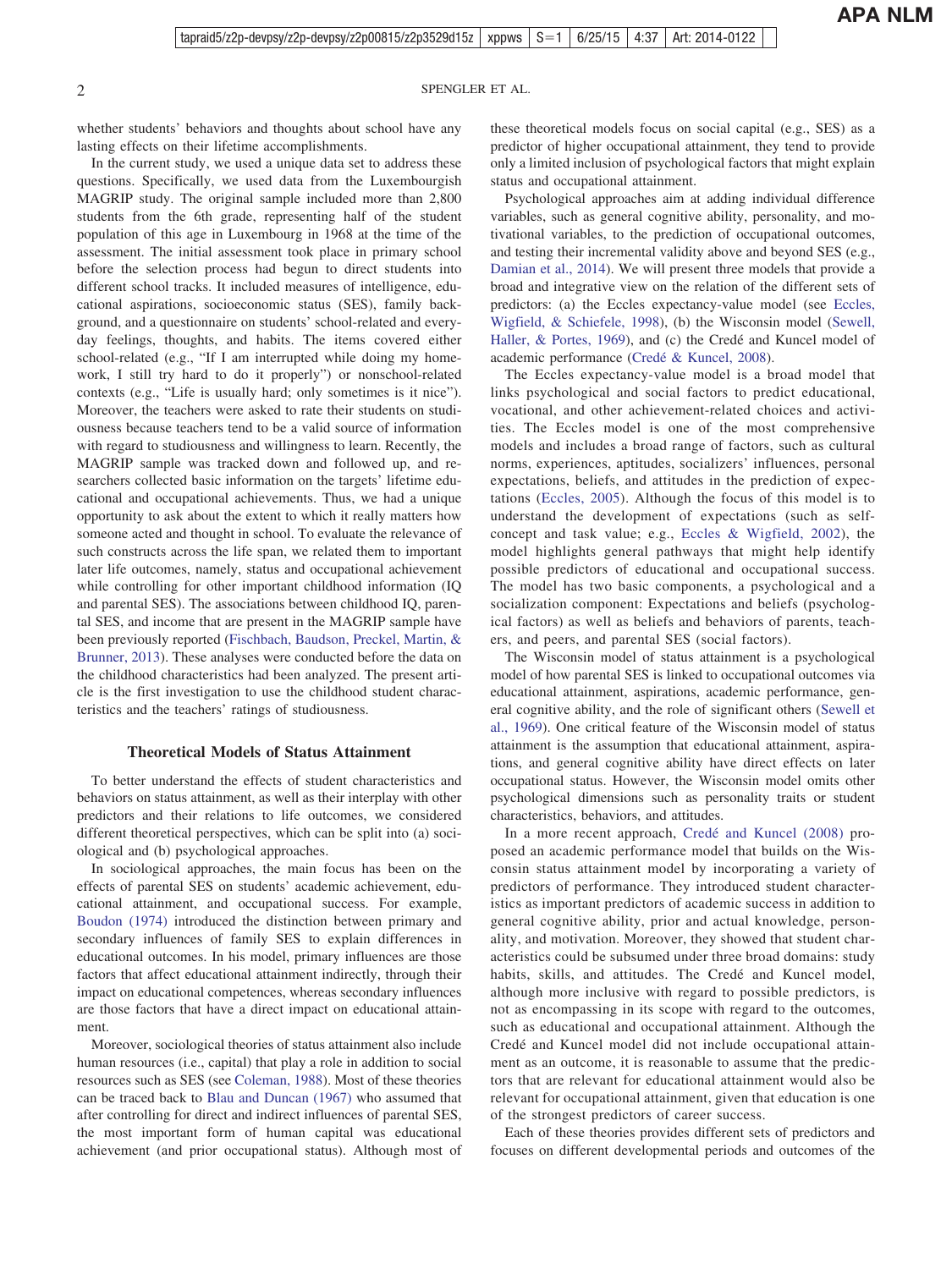whether students' behaviors and thoughts about school have any lasting effects on their lifetime accomplishments.

In the current study, we used a unique data set to address these questions. Specifically, we used data from the Luxembourgish MAGRIP study. The original sample included more than 2,800 students from the 6th grade, representing half of the student population of this age in Luxembourg in 1968 at the time of the assessment. The initial assessment took place in primary school before the selection process had begun to direct students into different school tracks. It included measures of intelligence, educational aspirations, socioeconomic status (SES), family background, and a questionnaire on students' school-related and everyday feelings, thoughts, and habits. The items covered either school-related (e.g., "If I am interrupted while doing my homework, I still try hard to do it properly") or nonschool-related contexts (e.g., "Life is usually hard; only sometimes is it nice"). Moreover, the teachers were asked to rate their students on studiousness because teachers tend to be a valid source of information with regard to studiousness and willingness to learn. Recently, the MAGRIP sample was tracked down and followed up, and researchers collected basic information on the targets' lifetime educational and occupational achievements. Thus, we had a unique opportunity to ask about the extent to which it really matters how someone acted and thought in school. To evaluate the relevance of such constructs across the life span, we related them to important later life outcomes, namely, status and occupational achievement while controlling for other important childhood information (IQ and parental SES). The associations between childhood IQ, parental SES, and income that are present in the MAGRIP sample have been previously reported (Fischbach, Baudson, Preckel, Martin, & Brunner, 2013). These analyses were conducted before the data on the childhood characteristics had been analyzed. The present article is the first investigation to use the childhood student characteristics and the teachers' ratings of studiousness.

## Theoretical Models of Status Attainment

To better understand the effects of student characteristics and behaviors on status attainment, as well as their interplay with other predictors and their relations to life outcomes, we considered different theoretical perspectives, which can be split into (a) sociological and (b) psychological approaches.

In sociological approaches, the main focus has been on the effects of parental SES on students' academic achievement, educational attainment, and occupational success. For example, Boudon (1974) introduced the distinction between primary and secondary influences of family SES to explain differences in educational outcomes. In his model, primary influences are those factors that affect educational attainment indirectly, through their impact on educational competences, whereas secondary influences are those factors that have a direct impact on educational attainment.

Moreover, sociological theories of status attainment also include human resources (i.e., capital) that play a role in addition to social resources such as SES (see Coleman, 1988). Most of these theories can be traced back to Blau and Duncan (1967) who assumed that after controlling for direct and indirect influences of parental SES, the most important form of human capital was educational achievement (and prior occupational status). Although most of these theoretical models focus on social capital (e.g., SES) as a predictor of higher occupational attainment, they tend to provide only a limited inclusion of psychological factors that might explain status and occupational attainment.

Psychological approaches aim at adding individual difference variables, such as general cognitive ability, personality, and motivational variables, to the prediction of occupational outcomes, and testing their incremental validity above and beyond SES (e.g., Damian et al., 2014). We will present three models that provide a broad and integrative view on the relation of the different sets of predictors: (a) the Eccles expectancy-value model (see Eccles, Wigfield, & Schiefele, 1998), (b) the Wisconsin model (Sewell, Haller, & Portes, 1969), and (c) the Credé and Kuncel model of academic performance (Credé & Kuncel, 2008).

The Eccles expectancy-value model is a broad model that links psychological and social factors to predict educational, vocational, and other achievement-related choices and activities. The Eccles model is one of the most comprehensive models and includes a broad range of factors, such as cultural norms, experiences, aptitudes, socializers' influences, personal expectations, beliefs, and attitudes in the prediction of expectations (Eccles, 2005). Although the focus of this model is to understand the development of expectations (such as self-concept and task value; e.g., Eccles & Wigfield, 2002), the model highlights general pathways that might help identify possible predictors of educational and occupational success. The model has two basic components, a psychological and a socialization component: Expectations and beliefs (psychological factors) as well as beliefs and behaviors of parents, teachers, and peers, and parental SES (social factors).

The Wisconsin model of status attainment is a psychological model of how parental SES is linked to occupational outcomes via educational attainment, aspirations, academic performance, general cognitive ability, and the role of significant others (Sewell et al., 1969). One critical feature of the Wisconsin model of status attainment is the assumption that educational attainment, aspirations, and general cognitive ability have direct effects on later occupational status. However, the Wisconsin model omits other psychological dimensions such as personality traits or student characteristics, behaviors, and attitudes.

In a more recent approach, Credé and Kuncel (2008) proposed an academic performance model that builds on the Wisconsin status attainment model by incorporating a variety of predictors of performance. They introduced student characteristics as important predictors of academic success in addition to general cognitive ability, prior and actual knowledge, personality, and motivation. Moreover, they showed that student characteristics could be subsumed under three broad domains: study habits, skills, and attitudes. The Credé and Kuncel model, although more inclusive with regard to possible predictors, is not as encompassing in its scope with regard to the outcomes, such as educational and occupational attainment. Although the Credé and Kuncel model did not include occupational attainment as an outcome, it is reasonable to assume that the predictors that are relevant for educational attainment would also be relevant for occupational attainment, given that education is one of the strongest predictors of career success.

Each of these theories provides different sets of predictors and focuses on different developmental periods and outcomes of the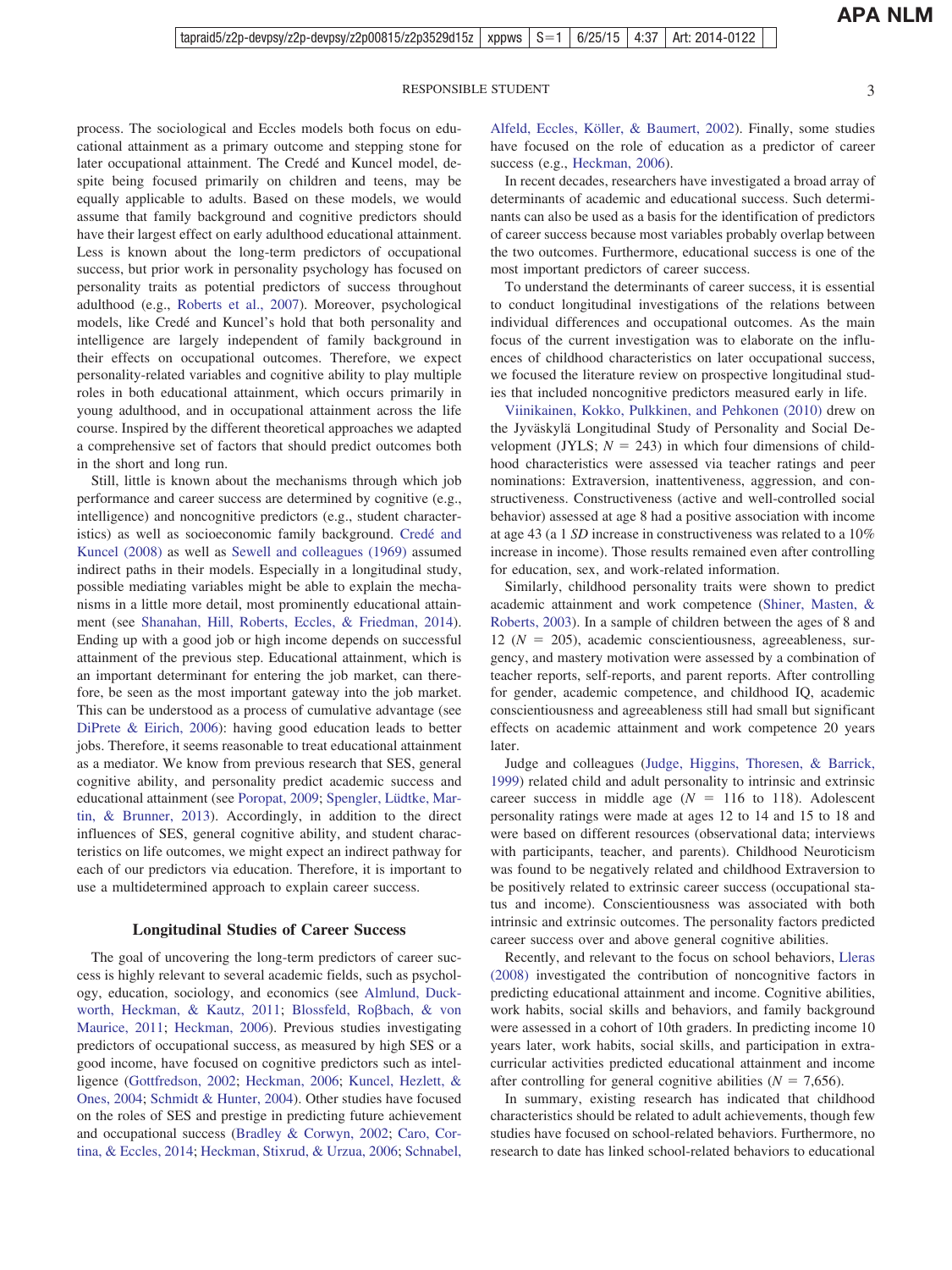process. The sociological and Eccles models both focus on educational attainment as a primary outcome and stepping stone for later occupational attainment. The Credé and Kuncel model, despite being focused primarily on children and teens, may be equally applicable to adults. Based on these models, we would assume that family background and cognitive predictors should have their largest effect on early adulthood educational attainment. Less is known about the long-term predictors of occupational success, but prior work in personality psychology has focused on personality traits as potential predictors of success throughout adulthood (e.g., Roberts et al., 2007). Moreover, psychological models, like Credé and Kuncel's hold that both personality and intelligence are largely independent of family background in their effects on occupational outcomes. Therefore, we expect personality-related variables and cognitive ability to play multiple roles in both educational attainment, which occurs primarily in young adulthood, and in occupational attainment across the life course. Inspired by the different theoretical approaches we adapted a comprehensive set of factors that should predict outcomes both in the short and long run.

Still, little is known about the mechanisms through which job performance and career success are determined by cognitive (e.g., intelligence) and noncognitive predictors (e.g., student characteristics) as well as socioeconomic family background. Credé and Kuncel (2008) as well as Sewell and colleagues (1969) assumed indirect paths in their models. Especially in a longitudinal study, possible mediating variables might be able to explain the mechanisms in a little more detail, most prominently educational attainment (see Shanahan, Hill, Roberts, Eccles, & Friedman, 2014). Ending up with a good job or high income depends on successful attainment of the previous step. Educational attainment, which is an important determinant for entering the job market, can therefore, be seen as the most important gateway into the job market. This can be understood as a process of cumulative advantage (see DiPrete & Eirich, 2006): having good education leads to better jobs. Therefore, it seems reasonable to treat educational attainment as a mediator. We know from previous research that SES, general cognitive ability, and personality predict academic success and educational attainment (see Poropat, 2009; Spengler, Lüdtke, Martin, & Brunner, 2013). Accordingly, in addition to the direct influences of SES, general cognitive ability, and student characteristics on life outcomes, we might expect an indirect pathway for each of our predictors via education. Therefore, it is important to use a multidetermined approach to explain career success.

## Longitudinal Studies of Career Success

The goal of uncovering the long-term predictors of career success is highly relevant to several academic fields, such as psychology, education, sociology, and economics (see Almlund, Duckworth, Heckman, & Kautz, 2011; Blossfeld, Roβbach, & von Maurice, 2011; Heckman, 2006). Previous studies investigating predictors of occupational success, as measured by high SES or a good income, have focused on cognitive predictors such as intelligence (Gottfredson, 2002; Heckman, 2006; Kuncel, Hezlett, & Ones, 2004; Schmidt & Hunter, 2004). Other studies have focused on the roles of SES and prestige in predicting future achievement and occupational success (Bradley & Corwyn, 2002; Caro, Cortina, & Eccles, 2014; Heckman, Stixrud, & Urzua, 2006; Schnabel, Alfeld, Eccles, Köller, & Baumert, 2002). Finally, some studies have focused on the role of education as a predictor of career success (e.g., Heckman, 2006).

In recent decades, researchers have investigated a broad array of determinants of academic and educational success. Such determinants can also be used as a basis for the identification of predictors of career success because most variables probably overlap between the two outcomes. Furthermore, educational success is one of the most important predictors of career success.

To understand the determinants of career success, it is essential to conduct longitudinal investigations of the relations between individual differences and occupational outcomes. As the main focus of the current investigation was to elaborate on the influences of childhood characteristics on later occupational success, we focused the literature review on prospective longitudinal studies that included noncognitive predictors measured early in life.

Viinikainen, Kokko, Pulkkinen, and Pehkonen (2010) drew on the Jyväskylä Longitudinal Study of Personality and Social Development (JYLS; $N = 243$) in which four dimensions of childhood characteristics were assessed via teacher ratings and peer nominations: Extraversion, inattentiveness, aggression, and constructiveness. Constructiveness (active and well-controlled social behavior) assessed at age 8 had a positive association with income at age 43 (a 1 *SD* increase in constructiveness was related to a 10% increase in income). Those results remained even after controlling for education, sex, and work-related information.

Similarly, childhood personality traits were shown to predict academic attainment and work competence (Shiner, Masten, & Roberts, 2003). In a sample of children between the ages of 8 and 12 ($N = 205$), academic conscientiousness, agreeableness, surgency, and mastery motivation were assessed by a combination of teacher reports, self-reports, and parent reports. After controlling for gender, academic competence, and childhood IQ, academic conscientiousness and agreeableness still had small but significant effects on academic attainment and work competence 20 years later.

Judge and colleagues (Judge, Higgins, Thoresen, & Barrick, 1999) related child and adult personality to intrinsic and extrinsic career success in middle age ($N = 116$ to 118). Adolescent personality ratings were made at ages 12 to 14 and 15 to 18 and were based on different resources (observational data; interviews with participants, teacher, and parents). Childhood Neuroticism was found to be negatively related and childhood Extraversion to be positively related to extrinsic career success (occupational status and income). Conscientiousness was associated with both intrinsic and extrinsic outcomes. The personality factors predicted career success over and above general cognitive abilities.

Recently, and relevant to the focus on school behaviors, Lleras (2008) investigated the contribution of noncognitive factors in predicting educational attainment and income. Cognitive abilities, work habits, social skills and behaviors, and family background were assessed in a cohort of 10th graders. In predicting income 10 years later, work habits, social skills, and participation in extracurricular activities predicted educational attainment and income after controlling for general cognitive abilities ($N = 7{,}656$).

In summary, existing research has indicated that childhood characteristics should be related to adult achievements, though few studies have focused on school-related behaviors. Furthermore, no research to date has linked school-related behaviors to educational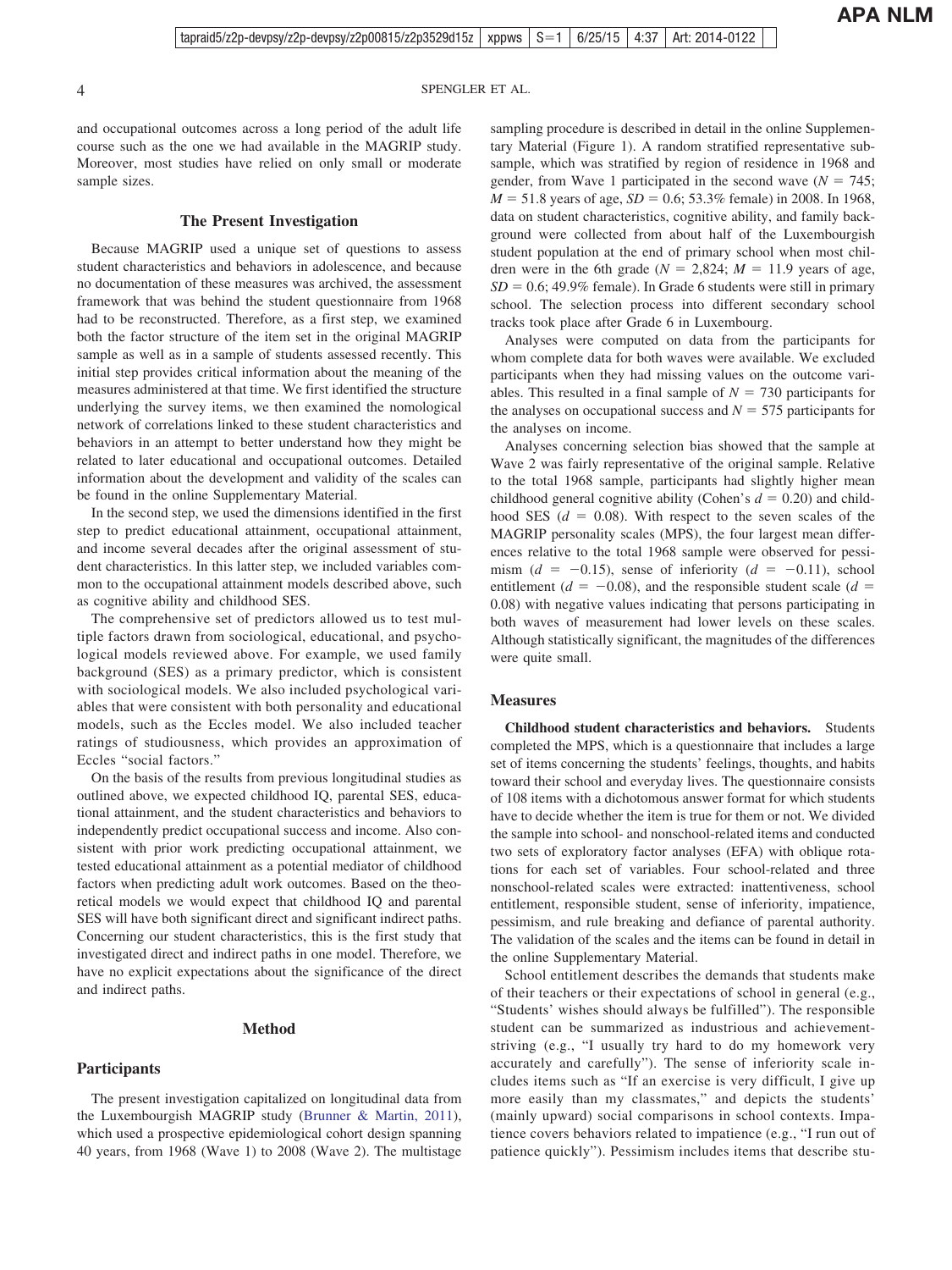and occupational outcomes across a long period of the adult life course such as the one we had available in the MAGRIP study. Moreover, most studies have relied on only small or moderate sample sizes.

## The Present Investigation

Because MAGRIP used a unique set of questions to assess student characteristics and behaviors in adolescence, and because no documentation of these measures was archived, the assessment framework that was behind the student questionnaire from 1968 had to be reconstructed. Therefore, as a first step, we examined both the factor structure of the item set in the original MAGRIP sample as well as in a sample of students assessed recently. This initial step provides critical information about the meaning of the measures administered at that time. We first identified the structure underlying the survey items, we then examined the nomological network of correlations linked to these student characteristics and behaviors in an attempt to better understand how they might be related to later educational and occupational outcomes. Detailed information about the development and validity of the scales can be found in the online Supplementary Material.

In the second step, we used the dimensions identified in the first step to predict educational attainment, occupational attainment, and income several decades after the original assessment of student characteristics. In this latter step, we included variables common to the occupational attainment models described above, such as cognitive ability and childhood SES.

The comprehensive set of predictors allowed us to test multiple factors drawn from sociological, educational, and psychological models reviewed above. For example, we used family background (SES) as a primary predictor, which is consistent with sociological models. We also included psychological variables that were consistent with both personality and educational models, such as the Eccles model. We also included teacher ratings of studiousness, which provides an approximation of Eccles "social factors."

On the basis of the results from previous longitudinal studies as outlined above, we expected childhood IQ, parental SES, educational attainment, and the student characteristics and behaviors to independently predict occupational success and income. Also consistent with prior work predicting occupational attainment, we tested educational attainment as a potential mediator of childhood factors when predicting adult work outcomes. Based on the theoretical models we would expect that childhood IQ and parental SES will have both significant direct and significant indirect paths. Concerning our student characteristics, this is the first study that investigated direct and indirect paths in one model. Therefore, we have no explicit expectations about the significance of the direct and indirect paths.

## Method

### Participants

The present investigation capitalized on longitudinal data from the Luxembourgish MAGRIP study (Brunner & Martin, 2011), which used a prospective epidemiological cohort design spanning 40 years, from 1968 (Wave 1) to 2008 (Wave 2). The multistage sampling procedure is described in detail in the online Supplementary Material (Figure 1). A random stratified representative subsample, which was stratified by region of residence in 1968 and gender, from Wave 1 participated in the second wave ($N$ = 745; $M$ = 51.8 years of age, $SD$ = 0.6; 53.3% female) in 2008. In 1968, data on student characteristics, cognitive ability, and family background were collected from about half of the Luxembourgish student population at the end of primary school when most children were in the 6th grade ($N$ = 2,824; $M$ = 11.9 years of age, $SD$ = 0.6; 49.9% female). In Grade 6 students were still in primary school. The selection process into different secondary school tracks took place after Grade 6 in Luxembourg.

Analyses were computed on data from the participants for whom complete data for both waves were available. We excluded participants when they had missing values on the outcome variables. This resulted in a final sample of $N$ = 730 participants for the analyses on occupational success and $N$ = 575 participants for the analyses on income.

Analyses concerning selection bias showed that the sample at Wave 2 was fairly representative of the original sample. Relative to the total 1968 sample, participants had slightly higher mean childhood general cognitive ability (Cohen's $d$ = 0.20) and childhood SES ($d$ = 0.08). With respect to the seven scales of the MAGRIP personality scales (MPS), the four largest mean differences relative to the total 1968 sample were observed for pessimism ($d$ = −0.15), sense of inferiority ($d$ = −0.11), school entitlement ($d$ = −0.08), and the responsible student scale ($d$ = 0.08) with negative values indicating that persons participating in both waves of measurement had lower levels on these scales. Although statistically significant, the magnitudes of the differences were quite small.

### Measures

**Childhood student characteristics and behaviors.** Students completed the MPS, which is a questionnaire that includes a large set of items concerning the students' feelings, thoughts, and habits toward their school and everyday lives. The questionnaire consists of 108 items with a dichotomous answer format for which students have to decide whether the item is true for them or not. We divided the sample into school- and nonschool-related items and conducted two sets of exploratory factor analyses (EFA) with oblique rotations for each set of variables. Four school-related and three nonschool-related scales were extracted: inattentiveness, school entitlement, responsible student, sense of inferiority, impatience, pessimism, and rule breaking and defiance of parental authority. The validation of the scales and the items can be found in detail in the online Supplementary Material.

School entitlement describes the demands that students make of their teachers or their expectations of school in general (e.g., "Students' wishes should always be fulfilled"). The responsible student can be summarized as industrious and achievement-striving (e.g., "I usually try hard to do my homework very accurately and carefully"). The sense of inferiority scale includes items such as "If an exercise is very difficult, I give up more easily than my classmates," and depicts the students' (mainly upward) social comparisons in school contexts. Impatience covers behaviors related to impatience (e.g., "I run out of patience quickly"). Pessimism includes items that describe stu-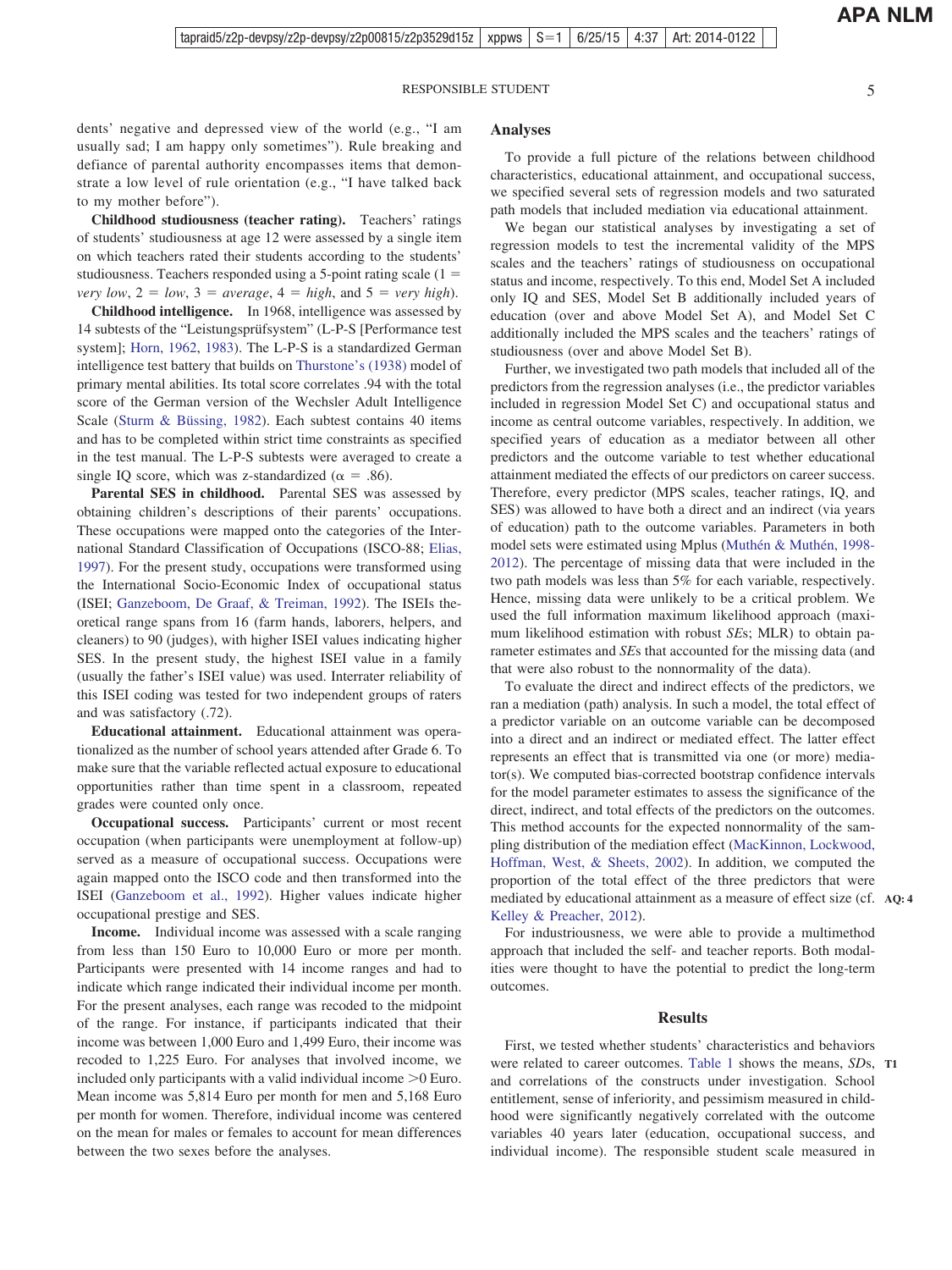dents' negative and depressed view of the world (e.g., "I am usually sad; I am happy only sometimes"). Rule breaking and defiance of parental authority encompasses items that demonstrate a low level of rule orientation (e.g., "I have talked back to my mother before").

**Childhood studiousness (teacher rating).** Teachers' ratings of students' studiousness at age 12 were assessed by a single item on which teachers rated their students according to the students' studiousness. Teachers responded using a 5-point rating scale (1 = *very low*, 2 = *low*, 3 = *average*, 4 = *high*, and 5 = *very high*).

**Childhood intelligence.** In 1968, intelligence was assessed by 14 subtests of the "Leistungsprüfsystem" (L-P-S [Performance test system]; Horn, 1962, 1983). The L-P-S is a standardized German intelligence test battery that builds on Thurstone's (1938) model of primary mental abilities. Its total score correlates .94 with the total score of the German version of the Wechsler Adult Intelligence Scale (Sturm & Büssing, 1982). Each subtest contains 40 items and has to be completed within strict time constraints as specified in the test manual. The L-P-S subtests were averaged to create a single IQ score, which was z-standardized ($\alpha$ = .86).

**Parental SES in childhood.** Parental SES was assessed by obtaining children's descriptions of their parents' occupations. These occupations were mapped onto the categories of the International Standard Classification of Occupations (ISCO-88; Elias, 1997). For the present study, occupations were transformed using the International Socio-Economic Index of occupational status (ISEI; Ganzeboom, De Graaf, & Treiman, 1992). The ISEIs theoretical range spans from 16 (farm hands, laborers, helpers, and cleaners) to 90 (judges), with higher ISEI values indicating higher SES. In the present study, the highest ISEI value in a family (usually the father's ISEI value) was used. Interrater reliability of this ISEI coding was tested for two independent groups of raters and was satisfactory (.72).

**Educational attainment.** Educational attainment was operationalized as the number of school years attended after Grade 6. To make sure that the variable reflected actual exposure to educational opportunities rather than time spent in a classroom, repeated grades were counted only once.

**Occupational success.** Participants' current or most recent occupation (when participants were unemployment at follow-up) served as a measure of occupational success. Occupations were again mapped onto the ISCO code and then transformed into the ISEI (Ganzeboom et al., 1992). Higher values indicate higher occupational prestige and SES.

**Income.** Individual income was assessed with a scale ranging from less than 150 Euro to 10,000 Euro or more per month. Participants were presented with 14 income ranges and had to indicate which range indicated their individual income per month. For the present analyses, each range was recoded to the midpoint of the range. For instance, if participants indicated that their income was between 1,000 Euro and 1,499 Euro, their income was recoded to 1,225 Euro. For analyses that involved income, we included only participants with a valid individual income >0 Euro. Mean income was 5,814 Euro per month for men and 5,168 Euro per month for women. Therefore, individual income was centered on the mean for males or females to account for mean differences between the two sexes before the analyses.

## Analyses

To provide a full picture of the relations between childhood characteristics, educational attainment, and occupational success, we specified several sets of regression models and two saturated path models that included mediation via educational attainment.

We began our statistical analyses by investigating a set of regression models to test the incremental validity of the MPS scales and the teachers' ratings of studiousness on occupational status and income, respectively. To this end, Model Set A included only IQ and SES, Model Set B additionally included years of education (over and above Model Set A), and Model Set C additionally included the MPS scales and the teachers' ratings of studiousness (over and above Model Set B).

Further, we investigated two path models that included all of the predictors from the regression analyses (i.e., the predictor variables included in regression Model Set C) and occupational status and income as central outcome variables, respectively. In addition, we specified years of education as a mediator between all other predictors and the outcome variable to test whether educational attainment mediated the effects of our predictors on career success. Therefore, every predictor (MPS scales, teacher ratings, IQ, and SES) was allowed to have both a direct and an indirect (via years of education) path to the outcome variables. Parameters in both model sets were estimated using Mplus (Muthén & Muthén, 1998-2012). The percentage of missing data that were included in the two path models was less than 5% for each variable, respectively. Hence, missing data were unlikely to be a critical problem. We used the full information maximum likelihood approach (maximum likelihood estimation with robust *SE*s; MLR) to obtain parameter estimates and *SE*s that accounted for the missing data (and that were also robust to the nonnormality of the data).

To evaluate the direct and indirect effects of the predictors, we ran a mediation (path) analysis. In such a model, the total effect of a predictor variable on an outcome variable can be decomposed into a direct and an indirect or mediated effect. The latter effect represents an effect that is transmitted via one (or more) mediator(s). We computed bias-corrected bootstrap confidence intervals for the model parameter estimates to assess the significance of the direct, indirect, and total effects of the predictors on the outcomes. This method accounts for the expected nonnormality of the sampling distribution of the mediation effect (MacKinnon, Lockwood, Hoffman, West, & Sheets, 2002). In addition, we computed the proportion of the total effect of the three predictors that were mediated by educational attainment as a measure of effect size (cf. Kelley & Preacher, 2012).

For industriousness, we were able to provide a multimethod approach that included the self- and teacher reports. Both modalities were thought to have the potential to predict the long-term outcomes.

## Results

First, we tested whether students' characteristics and behaviors were related to career outcomes. Table 1 shows the means, *SD*s, and correlations of the constructs under investigation. School entitlement, sense of inferiority, and pessimism measured in childhood were significantly negatively correlated with the outcome variables 40 years later (education, occupational success, and individual income). The responsible student scale measured in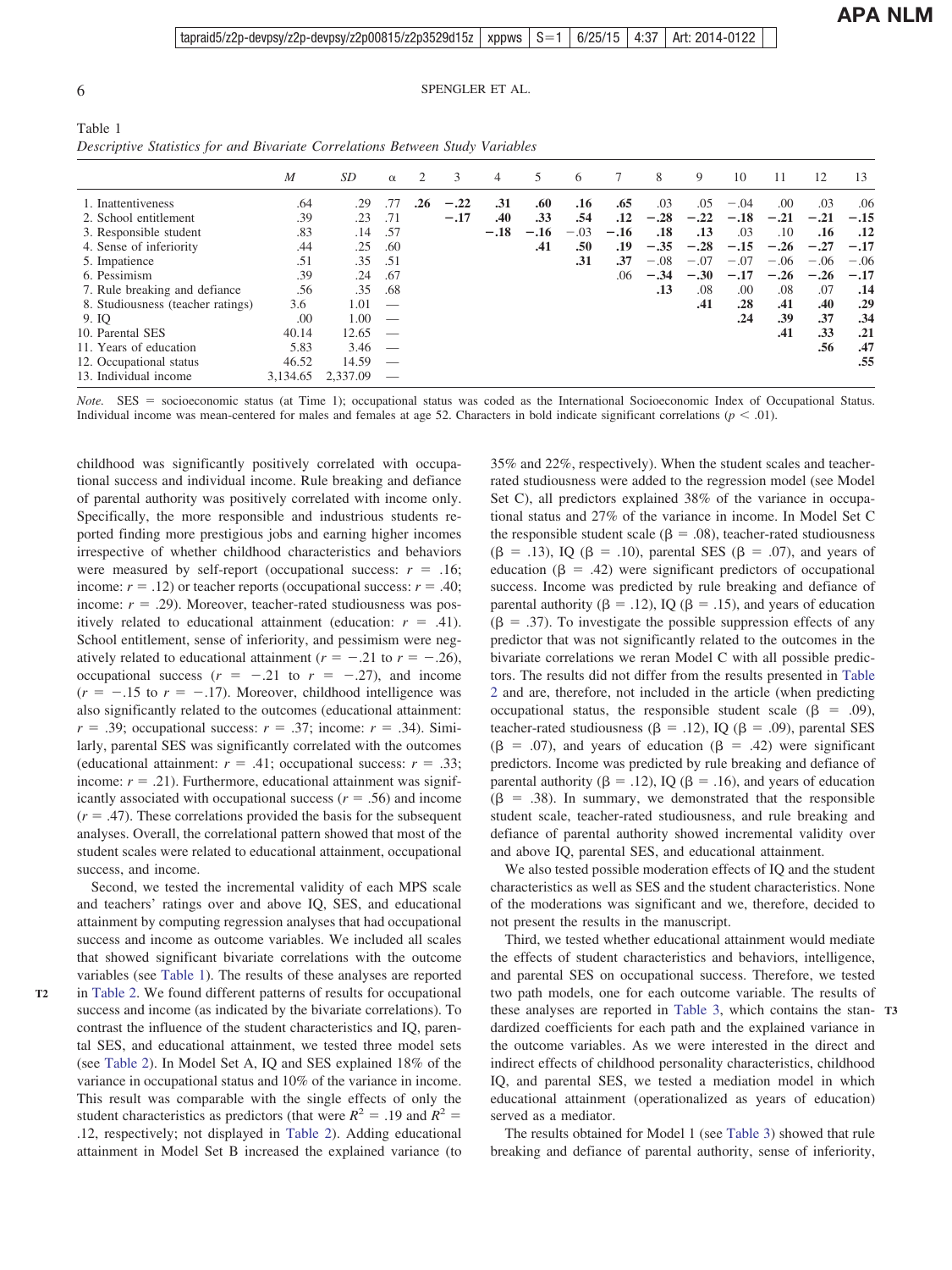Table 1
*Descriptive Statistics for and Bivariate Correlations Between Study Variables*

| | *M* | *SD* | α | 2 | 3 | 4 | 5 | 6 | 7 | 8 | 9 | 10 | 11 | 12 | 13 |
|---|---|---|---|---|---|---|---|---|---|---|---|---|---|---|---|
| 1. Inattentiveness | .64 | .29 | .77 | **.26** | **−.22** | **.31** | **.60** | **.16** | **.65** | .03 | .05 | −.04 | .00 | .03 | .06 |
| 2. School entitlement | .39 | .23 | .71 | | **−.17** | **.40** | **.33** | **.54** | **.12** | **−.28** | **−.22** | **−.18** | **−.21** | **−.21** | **−.15** |
| 3. Responsible student | .83 | .14 | .57 | | | **−.18** | **−.16** | −.03 | **−.16** | **.18** | **.13** | .03 | .10 | **.16** | **.12** |
| 4. Sense of inferiority | .44 | .25 | .60 | | | | **.41** | **.50** | **.19** | **−.35** | **−.28** | **−.15** | **−.26** | **−.27** | **−.17** |
| 5. Impatience | .51 | .35 | .51 | | | | | **.31** | **.37** | −.08 | −.07 | −.07 | −.06 | −.06 | −.06 |
| 6. Pessimism | .39 | .24 | .67 | | | | | | .06 | **−.34** | **−.30** | **−.17** | **−.26** | **−.26** | **−.17** |
| 7. Rule breaking and defiance | .56 | .35 | .68 | | | | | | | **.13** | .08 | .00 | .08 | .07 | **.14** |
| 8. Studiousness (teacher ratings) | 3.6 | 1.01 | — | | | | | | | | **.41** | **.28** | **.41** | **.40** | **.29** |
| 9. IQ | .00 | 1.00 | — | | | | | | | | | **.24** | **.39** | **.37** | **.34** |
| 10. Parental SES | 40.14 | 12.65 | — | | | | | | | | | | **.41** | **.33** | **.21** |
| 11. Years of education | 5.83 | 3.46 | — | | | | | | | | | | | **.56** | **.47** |
| 12. Occupational status | 46.52 | 14.59 | — | | | | | | | | | | | | **.55** |
| 13. Individual income | 3,134.65 | 2,337.09 | — | | | | | | | | | | | | |

*Note.* SES = socioeconomic status (at Time 1); occupational status was coded as the International Socioeconomic Index of Occupational Status. Individual income was mean-centered for males and females at age 52. Characters in bold indicate significant correlations ($p < .01$).

childhood was significantly positively correlated with occupational success and individual income. Rule breaking and defiance of parental authority was positively correlated with income only. Specifically, the more responsible and industrious students reported finding more prestigious jobs and earning higher incomes irrespective of whether childhood characteristics and behaviors were measured by self-report (occupational success: $r = .16$; income: $r = .12$) or teacher reports (occupational success: $r = .40$; income: $r = .29$). Moreover, teacher-rated studiousness was positively related to educational attainment (education: $r = .41$). School entitlement, sense of inferiority, and pessimism were negatively related to educational attainment ($r = -.21$ to $r = -.26$), occupational success ($r = -.21$ to $r = -.27$), and income ($r = -.15$ to $r = -.17$). Moreover, childhood intelligence was also significantly related to the outcomes (educational attainment: $r = .39$; occupational success: $r = .37$; income: $r = .34$). Similarly, parental SES was significantly correlated with the outcomes (educational attainment: $r = .41$; occupational success: $r = .33$; income: $r = .21$). Furthermore, educational attainment was significantly associated with occupational success ($r = .56$) and income ($r = .47$). These correlations provided the basis for the subsequent analyses. Overall, the correlational pattern showed that most of the student scales were related to educational attainment, occupational success, and income.

Second, we tested the incremental validity of each MPS scale and teachers' ratings over and above IQ, SES, and educational attainment by computing regression analyses that had occupational success and income as outcome variables. We included all scales that showed significant bivariate correlations with the outcome variables (see Table 1). The results of these analyses are reported in Table 2. We found different patterns of results for occupational success and income (as indicated by the bivariate correlations). To contrast the influence of the student characteristics and IQ, parental SES, and educational attainment, we tested three model sets (see Table 2). In Model Set A, IQ and SES explained 18% of the variance in occupational status and 10% of the variance in income. This result was comparable with the single effects of only the student characteristics as predictors (that were $R^2 = .19$ and $R^2 = .12$, respectively; not displayed in Table 2). Adding educational attainment in Model Set B increased the explained variance (to 35% and 22%, respectively). When the student scales and teacher-rated studiousness were added to the regression model (see Model Set C), all predictors explained 38% of the variance in occupational status and 27% of the variance in income. In Model Set C the responsible student scale (β = .08), teacher-rated studiousness (β = .13), IQ (β = .10), parental SES (β = .07), and years of education (β = .42) were significant predictors of occupational success. Income was predicted by rule breaking and defiance of parental authority (β = .12), IQ (β = .15), and years of education (β = .37). To investigate the possible suppression effects of any predictor that was not significantly related to the outcomes in the bivariate correlations we reran Model C with all possible predictors. The results did not differ from the results presented in Table 2 and are, therefore, not included in the article (when predicting occupational status, the responsible student scale (β = .09), teacher-rated studiousness (β = .12), IQ (β = .09), parental SES (β = .07), and years of education (β = .42) were significant predictors. Income was predicted by rule breaking and defiance of parental authority (β = .12), IQ (β = .16), and years of education (β = .38). In summary, we demonstrated that the responsible student scale, teacher-rated studiousness, and rule breaking and defiance of parental authority showed incremental validity over and above IQ, parental SES, and educational attainment.

We also tested possible moderation effects of IQ and the student characteristics as well as SES and the student characteristics. None of the moderations was significant and we, therefore, decided to not present the results in the manuscript.

Third, we tested whether educational attainment would mediate the effects of student characteristics and behaviors, intelligence, and parental SES on occupational success. Therefore, we tested two path models, one for each outcome variable. The results of these analyses are reported in Table 3, which contains the standardized coefficients for each path and the explained variance in the outcome variables. As we were interested in the direct and indirect effects of childhood personality characteristics, childhood IQ, and parental SES, we tested a mediation model in which educational attainment (operationalized as years of education) served as a mediator.

The results obtained for Model 1 (see Table 3) showed that rule breaking and defiance of parental authority, sense of inferiority,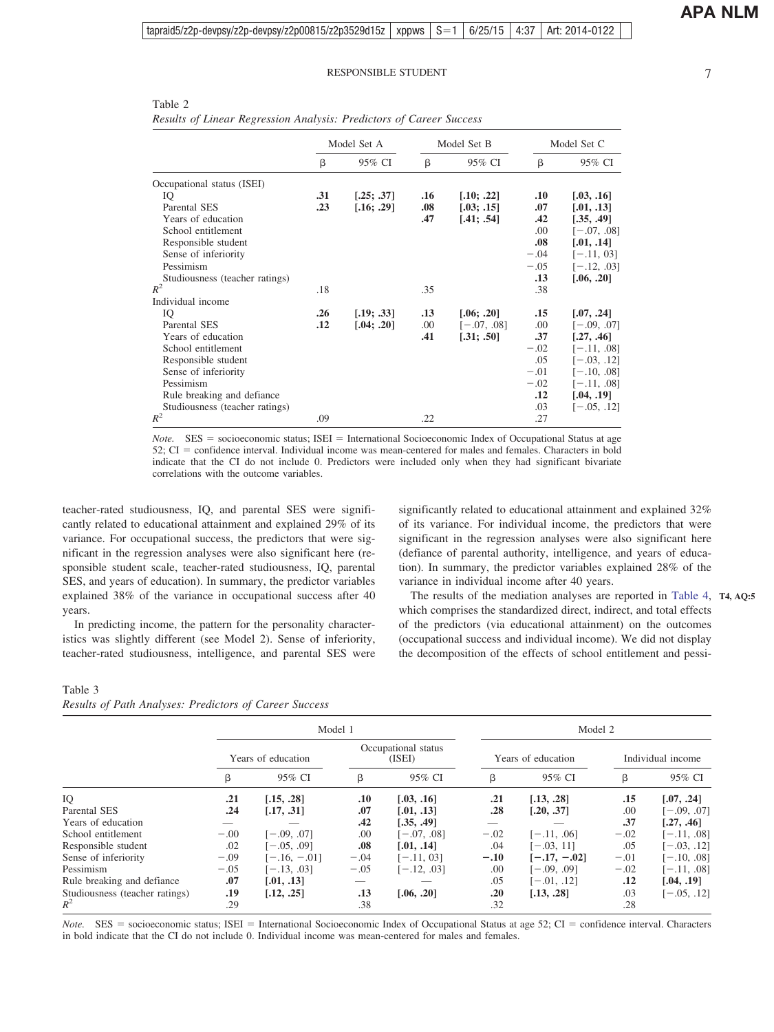Table 2
*Results of Linear Regression Analysis: Predictors of Career Success*

| | Model Set A | | Model Set B | | Model Set C | |
|---|---|---|---|---|---|---|
| | β | 95% CI | β | 95% CI | β | 95% CI |
| Occupational status (ISEI) | | | | | | |
| IQ | **.31** | **[.25; .37]** | **.16** | **[.10; .22]** | **.10** | **[.03, .16]** |
| Parental SES | **.23** | **[.16; .29]** | **.08** | **[.03; .15]** | **.07** | **[.01, .13]** |
| Years of education | | | **.47** | **[.41; .54]** | **.42** | **[.35, .49]** |
| School entitlement | | | | | .00 | [−.07, .08] |
| Responsible student | | | | | **.08** | **[.01, .14]** |
| Sense of inferiority | | | | | −.04 | [−.11, 03] |
| Pessimism | | | | | −.05 | [−.12, .03] |
| Studiousness (teacher ratings) | | | | | **.13** | **[.06, .20]** |
| $R^2$ | .18 | | .35 | | .38 | |
| Individual income | | | | | | |
| IQ | **.26** | **[.19; .33]** | **.13** | **[.06; .20]** | **.15** | **[.07, .24]** |
| Parental SES | **.12** | **[.04; .20]** | .00 | [−.07, .08] | .00 | [−.09, .07] |
| Years of education | | | **.41** | **[.31; .50]** | **.37** | **[.27, .46]** |
| School entitlement | | | | | −.02 | [−.11, .08] |
| Responsible student | | | | | .05 | [−.03, .12] |
| Sense of inferiority | | | | | −.01 | [−.10, .08] |
| Pessimism | | | | | −.02 | [−.11, .08] |
| Rule breaking and defiance | | | | | **.12** | **[.04, .19]** |
| Studiousness (teacher ratings) | | | | | .03 | [−.05, .12] |
| $R^2$ | .09 | | .22 | | .27 | |

*Note.* SES = socioeconomic status; ISEI = International Socioeconomic Index of Occupational Status at age 52; CI = confidence interval. Individual income was mean-centered for males and females. Characters in bold indicate that the CI do not include 0. Predictors were included only when they had significant bivariate correlations with the outcome variables.

teacher-rated studiousness, IQ, and parental SES were significantly related to educational attainment and explained 29% of its variance. For occupational success, the predictors that were significant in the regression analyses were also significant here (responsible student scale, teacher-rated studiousness, IQ, parental SES, and years of education). In summary, the predictor variables explained 38% of the variance in occupational success after 40 years.

In predicting income, the pattern for the personality characteristics was slightly different (see Model 2). Sense of inferiority, teacher-rated studiousness, intelligence, and parental SES were significantly related to educational attainment and explained 32% of its variance. For individual income, the predictors that were significant in the regression analyses were also significant here (defiance of parental authority, intelligence, and years of education). In summary, the predictor variables explained 28% of the variance in individual income after 40 years.

The results of the mediation analyses are reported in Table 4, which comprises the standardized direct, indirect, and total effects of the predictors (via educational attainment) on the outcomes (occupational success and individual income). We did not display the decomposition of the effects of school entitlement and pessi-

Table 3
*Results of Path Analyses: Predictors of Career Success*

| | Model 1 | | | | Model 2 | | | |
|---|---|---|---|---|---|---|---|---|
| | Years of education | | Occupational status (ISEI) | | Years of education | | Individual income | |
| | β | 95% CI | β | 95% CI | β | 95% CI | β | 95% CI |
| IQ | **.21** | **[.15, .28]** | **.10** | **[.03, .16]** | **.21** | **[.13, .28]** | **.15** | **[.07, .24]** |
| Parental SES | **.24** | **[.17, .31]** | **.07** | **[.01, .13]** | **.28** | **[.20, .37]** | .00 | [−.09, .07] |
| Years of education | — | — | **.42** | **[.35, .49]** | — | — | **.37** | **[.27, .46]** |
| School entitlement | −.00 | [−.09, .07] | .00 | [−.07, .08] | −.02 | [−.11, .06] | −.02 | [−.11, .08] |
| Responsible student | .02 | [−.05, .09] | **.08** | **[.01, .14]** | .04 | [−.03, 11] | .05 | [−.03, .12] |
| Sense of inferiority | −.09 | [−.16, −.01] | −.04 | [−.11, 03] | **−.10** | **[−.17, −.02]** | −.01 | [−.10, .08] |
| Pessimism | −.05 | [−.13, .03] | −.05 | [−.12, .03] | .00 | [−.09, .09] | −.02 | [−.11, .08] |
| Rule breaking and defiance | **.07** | **[.01, .13]** | — | — | .05 | [−.01, .12] | **.12** | **[.04, .19]** |
| Studiousness (teacher ratings) | **.19** | **[.12, .25]** | **.13** | **[.06, .20]** | **.20** | **[.13, .28]** | .03 | [−.05, .12] |
| $R^2$ | .29 | | .38 | | .32 | | .28 | |

*Note.* SES = socioeconomic status; ISEI = International Socioeconomic Index of Occupational Status at age 52; CI = confidence interval. Characters in bold indicate that the CI do not include 0. Individual income was mean-centered for males and females.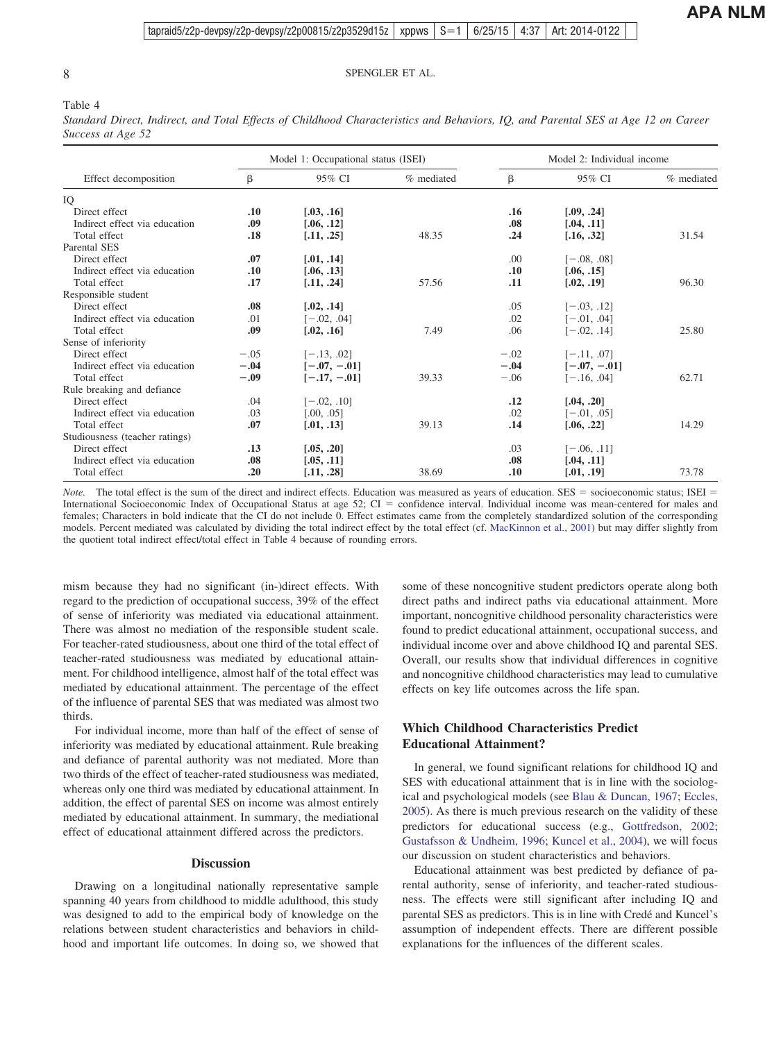Table 4
*Standard Direct, Indirect, and Total Effects of Childhood Characteristics and Behaviors, IQ, and Parental SES at Age 12 on Career Success at Age 52*

| Effect decomposition | Model 1: Occupational status (ISEI) | | | Model 2: Individual income | | |
|---|---|---|---|---|---|---|
| | β | 95% CI | % mediated | β | 95% CI | % mediated |
| IQ | | | | | | |
| Direct effect | **.10** | **[.03, .16]** | | **.16** | **[.09, .24]** | |
| Indirect effect via education | **.09** | **[.06, .12]** | | **.08** | **[.04, .11]** | |
| Total effect | **.18** | **[.11, .25]** | 48.35 | **.24** | **[.16, .32]** | 31.54 |
| Parental SES | | | | | | |
| Direct effect | **.07** | **[.01, .14]** | | .00 | [−.08, .08] | |
| Indirect effect via education | **.10** | **[.06, .13]** | | **.10** | **[.06, .15]** | |
| Total effect | **.17** | **[.11, .24]** | 57.56 | **.11** | **[.02, .19]** | 96.30 |
| Responsible student | | | | | | |
| Direct effect | **.08** | **[.02, .14]** | | .05 | [−.03, .12] | |
| Indirect effect via education | .01 | [−.02, .04] | | .02 | [−.01, .04] | |
| Total effect | **.09** | **[.02, .16]** | 7.49 | .06 | [−.02, .14] | 25.80 |
| Sense of inferiority | | | | | | |
| Direct effect | −.05 | [−.13, .02] | | −.02 | [−.11, .07] | |
| Indirect effect via education | **−.04** | **[−.07, −.01]** | | **−.04** | **[−.07, −.01]** | |
| Total effect | **−.09** | **[−.17, −.01]** | 39.33 | −.06 | [−.16, .04] | 62.71 |
| Rule breaking and defiance | | | | | | |
| Direct effect | .04 | [−.02, .10] | | **.12** | **[.04, .20]** | |
| Indirect effect via education | .03 | [.00, .05] | | .02 | [−.01, .05] | |
| Total effect | **.07** | **[.01, .13]** | 39.13 | **.14** | **[.06, .22]** | 14.29 |
| Studiousness (teacher ratings) | | | | | | |
| Direct effect | **.13** | **[.05, .20]** | | .03 | [−.06, .11] | |
| Indirect effect via education | **.08** | **[.05, .11]** | | **.08** | **[.04, .11]** | |
| Total effect | **.20** | **[.11, .28]** | 38.69 | **.10** | **[.01, .19]** | 73.78 |

*Note.* The total effect is the sum of the direct and indirect effects. Education was measured as years of education. SES = socioeconomic status; ISEI = International Socioeconomic Index of Occupational Status at age 52; CI = confidence interval. Individual income was mean-centered for males and females; Characters in bold indicate that the CI do not include 0. Effect estimates came from the completely standardized solution of the corresponding models. Percent mediated was calculated by dividing the total indirect effect by the total effect (cf. MacKinnon et al., 2001) but may differ slightly from the quotient total indirect effect/total effect in Table 4 because of rounding errors.

mism because they had no significant (in-)direct effects. With regard to the prediction of occupational success, 39% of the effect of sense of inferiority was mediated via educational attainment. There was almost no mediation of the responsible student scale. For teacher-rated studiousness, about one third of the total effect of teacher-rated studiousness was mediated by educational attainment. For childhood intelligence, almost half of the total effect was mediated by educational attainment. The percentage of the effect of the influence of parental SES that was mediated was almost two thirds.

For individual income, more than half of the effect of sense of inferiority was mediated by educational attainment. Rule breaking and defiance of parental authority was not mediated. More than two thirds of the effect of teacher-rated studiousness was mediated, whereas only one third was mediated by educational attainment. In addition, the effect of parental SES on income was almost entirely mediated by educational attainment. In summary, the mediational effect of educational attainment differed across the predictors.

## Discussion

Drawing on a longitudinal nationally representative sample spanning 40 years from childhood to middle adulthood, this study was designed to add to the empirical body of knowledge on the relations between student characteristics and behaviors in childhood and important life outcomes. In doing so, we showed that some of these noncognitive student predictors operate along both direct paths and indirect paths via educational attainment. More important, noncognitive childhood personality characteristics were found to predict educational attainment, occupational success, and individual income over and above childhood IQ and parental SES. Overall, our results show that individual differences in cognitive and noncognitive childhood characteristics may lead to cumulative effects on key life outcomes across the life span.

### Which Childhood Characteristics Predict Educational Attainment?

In general, we found significant relations for childhood IQ and SES with educational attainment that is in line with the sociological and psychological models (see Blau & Duncan, 1967; Eccles, 2005). As there is much previous research on the validity of these predictors for educational success (e.g., Gottfredson, 2002; Gustafsson & Undheim, 1996; Kuncel et al., 2004), we will focus our discussion on student characteristics and behaviors.

Educational attainment was best predicted by defiance of parental authority, sense of inferiority, and teacher-rated studiousness. The effects were still significant after including IQ and parental SES as predictors. This is in line with Credé and Kuncel's assumption of independent effects. There are different possible explanations for the influences of the different scales.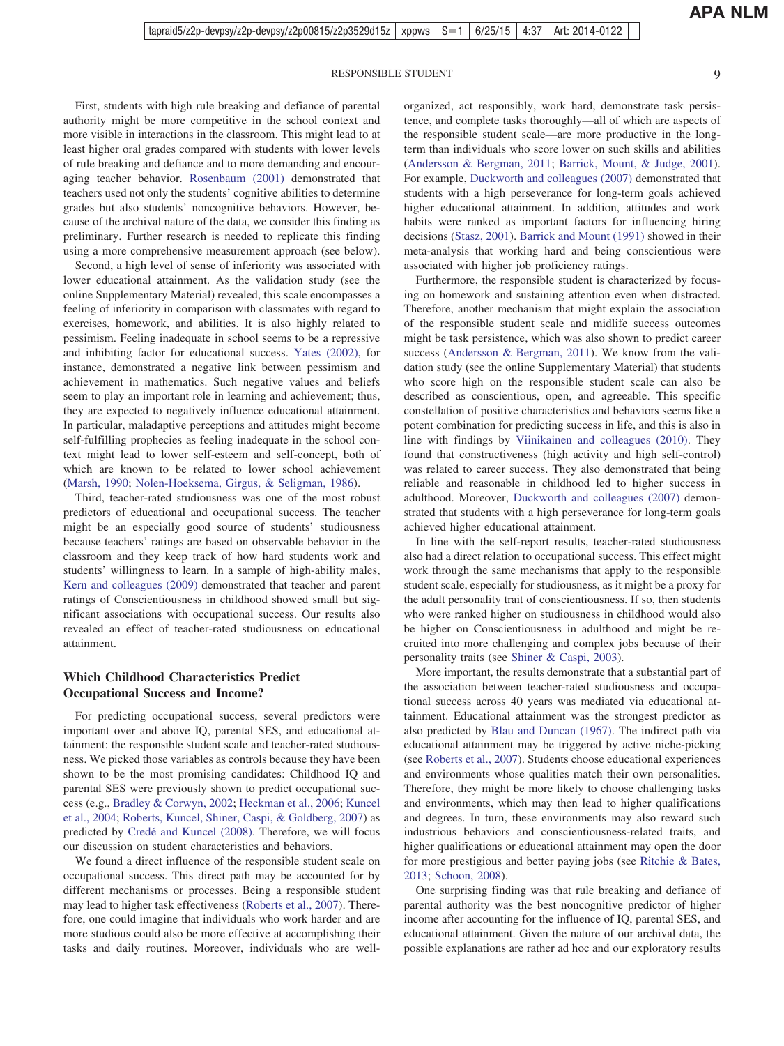First, students with high rule breaking and defiance of parental authority might be more competitive in the school context and more visible in interactions in the classroom. This might lead to at least higher oral grades compared with students with lower levels of rule breaking and defiance and to more demanding and encouraging teacher behavior. Rosenbaum (2001) demonstrated that teachers used not only the students' cognitive abilities to determine grades but also students' noncognitive behaviors. However, because of the archival nature of the data, we consider this finding as preliminary. Further research is needed to replicate this finding using a more comprehensive measurement approach (see below).

Second, a high level of sense of inferiority was associated with lower educational attainment. As the validation study (see the online Supplementary Material) revealed, this scale encompasses a feeling of inferiority in comparison with classmates with regard to exercises, homework, and abilities. It is also highly related to pessimism. Feeling inadequate in school seems to be a repressive and inhibiting factor for educational success. Yates (2002), for instance, demonstrated a negative link between pessimism and achievement in mathematics. Such negative values and beliefs seem to play an important role in learning and achievement; thus, they are expected to negatively influence educational attainment. In particular, maladaptive perceptions and attitudes might become self-fulfilling prophecies as feeling inadequate in the school context might lead to lower self-esteem and self-concept, both of which are known to be related to lower school achievement (Marsh, 1990; Nolen-Hoeksema, Girgus, & Seligman, 1986).

Third, teacher-rated studiousness was one of the most robust predictors of educational and occupational success. The teacher might be an especially good source of students' studiousness because teachers' ratings are based on observable behavior in the classroom and they keep track of how hard students work and students' willingness to learn. In a sample of high-ability males, Kern and colleagues (2009) demonstrated that teacher and parent ratings of Conscientiousness in childhood showed small but significant associations with occupational success. Our results also revealed an effect of teacher-rated studiousness on educational attainment.

## Which Childhood Characteristics Predict Occupational Success and Income?

For predicting occupational success, several predictors were important over and above IQ, parental SES, and educational attainment: the responsible student scale and teacher-rated studiousness. We picked those variables as controls because they have been shown to be the most promising candidates: Childhood IQ and parental SES were previously shown to predict occupational success (e.g., Bradley & Corwyn, 2002; Heckman et al., 2006; Kuncel et al., 2004; Roberts, Kuncel, Shiner, Caspi, & Goldberg, 2007) as predicted by Credé and Kuncel (2008). Therefore, we will focus our discussion on student characteristics and behaviors.

We found a direct influence of the responsible student scale on occupational success. This direct path may be accounted for by different mechanisms or processes. Being a responsible student may lead to higher task effectiveness (Roberts et al., 2007). Therefore, one could imagine that individuals who work harder and are more studious could also be more effective at accomplishing their tasks and daily routines. Moreover, individuals who are well-organized, act responsibly, work hard, demonstrate task persistence, and complete tasks thoroughly—all of which are aspects of the responsible student scale—are more productive in the long-term than individuals who score lower on such skills and abilities (Andersson & Bergman, 2011; Barrick, Mount, & Judge, 2001). For example, Duckworth and colleagues (2007) demonstrated that students with a high perseverance for long-term goals achieved higher educational attainment. In addition, attitudes and work habits were ranked as important factors for influencing hiring decisions (Stasz, 2001). Barrick and Mount (1991) showed in their meta-analysis that working hard and being conscientious were associated with higher job proficiency ratings.

Furthermore, the responsible student is characterized by focusing on homework and sustaining attention even when distracted. Therefore, another mechanism that might explain the association of the responsible student scale and midlife success outcomes might be task persistence, which was also shown to predict career success (Andersson & Bergman, 2011). We know from the validation study (see the online Supplementary Material) that students who score high on the responsible student scale can also be described as conscientious, open, and agreeable. This specific constellation of positive characteristics and behaviors seems like a potent combination for predicting success in life, and this is also in line with findings by Viinikainen and colleagues (2010). They found that constructiveness (high activity and high self-control) was related to career success. They also demonstrated that being reliable and reasonable in childhood led to higher success in adulthood. Moreover, Duckworth and colleagues (2007) demonstrated that students with a high perseverance for long-term goals achieved higher educational attainment.

In line with the self-report results, teacher-rated studiousness also had a direct relation to occupational success. This effect might work through the same mechanisms that apply to the responsible student scale, especially for studiousness, as it might be a proxy for the adult personality trait of conscientiousness. If so, then students who were ranked higher on studiousness in childhood would also be higher on Conscientiousness in adulthood and might be recruited into more challenging and complex jobs because of their personality traits (see Shiner & Caspi, 2003).

More important, the results demonstrate that a substantial part of the association between teacher-rated studiousness and occupational success across 40 years was mediated via educational attainment. Educational attainment was the strongest predictor as also predicted by Blau and Duncan (1967). The indirect path via educational attainment may be triggered by active niche-picking (see Roberts et al., 2007). Students choose educational experiences and environments whose qualities match their own personalities. Therefore, they might be more likely to choose challenging tasks and environments, which may then lead to higher qualifications and degrees. In turn, these environments may also reward such industrious behaviors and conscientiousness-related traits, and higher qualifications or educational attainment may open the door for more prestigious and better paying jobs (see Ritchie & Bates, 2013; Schoon, 2008).

One surprising finding was that rule breaking and defiance of parental authority was the best noncognitive predictor of higher income after accounting for the influence of IQ, parental SES, and educational attainment. Given the nature of our archival data, the possible explanations are rather ad hoc and our exploratory results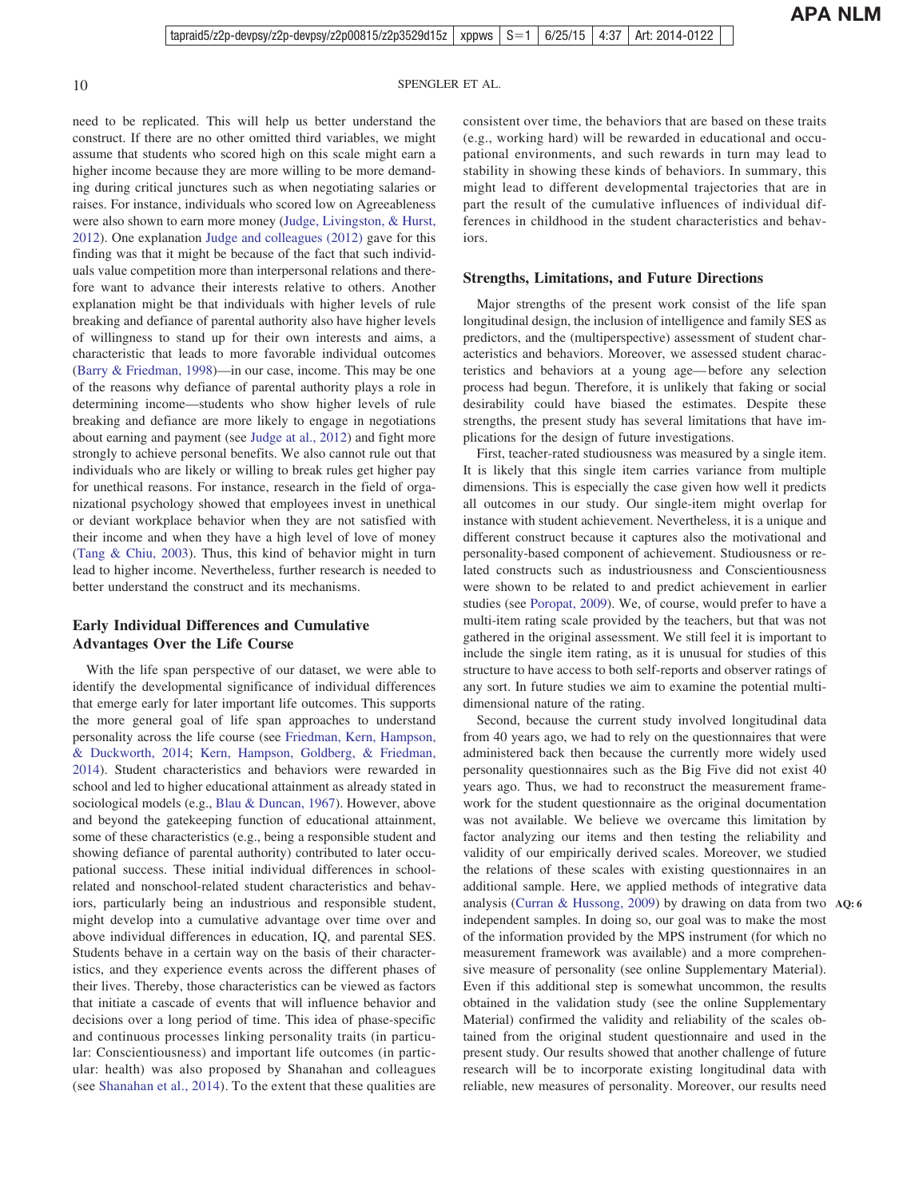need to be replicated. This will help us better understand the construct. If there are no other omitted third variables, we might assume that students who scored high on this scale might earn a higher income because they are more willing to be more demanding during critical junctures such as when negotiating salaries or raises. For instance, individuals who scored low on Agreeableness were also shown to earn more money (Judge, Livingston, & Hurst, 2012). One explanation Judge and colleagues (2012) gave for this finding was that it might be because of the fact that such individuals value competition more than interpersonal relations and therefore want to advance their interests relative to others. Another explanation might be that individuals with higher levels of rule breaking and defiance of parental authority also have higher levels of willingness to stand up for their own interests and aims, a characteristic that leads to more favorable individual outcomes (Barry & Friedman, 1998)—in our case, income. This may be one of the reasons why defiance of parental authority plays a role in determining income—students who show higher levels of rule breaking and defiance are more likely to engage in negotiations about earning and payment (see Judge at al., 2012) and fight more strongly to achieve personal benefits. We also cannot rule out that individuals who are likely or willing to break rules get higher pay for unethical reasons. For instance, research in the field of organizational psychology showed that employees invest in unethical or deviant workplace behavior when they are not satisfied with their income and when they have a high level of love of money (Tang & Chiu, 2003). Thus, this kind of behavior might in turn lead to higher income. Nevertheless, further research is needed to better understand the construct and its mechanisms.

## Early Individual Differences and Cumulative Advantages Over the Life Course

With the life span perspective of our dataset, we were able to identify the developmental significance of individual differences that emerge early for later important life outcomes. This supports the more general goal of life span approaches to understand personality across the life course (see Friedman, Kern, Hampson, & Duckworth, 2014; Kern, Hampson, Goldberg, & Friedman, 2014). Student characteristics and behaviors were rewarded in school and led to higher educational attainment as already stated in sociological models (e.g., Blau & Duncan, 1967). However, above and beyond the gatekeeping function of educational attainment, some of these characteristics (e.g., being a responsible student and showing defiance of parental authority) contributed to later occupational success. These initial individual differences in school-related and nonschool-related student characteristics and behaviors, particularly being an industrious and responsible student, might develop into a cumulative advantage over time over and above individual differences in education, IQ, and parental SES. Students behave in a certain way on the basis of their characteristics, and they experience events across the different phases of their lives. Thereby, those characteristics can be viewed as factors that initiate a cascade of events that will influence behavior and decisions over a long period of time. This idea of phase-specific and continuous processes linking personality traits (in particular: Conscientiousness) and important life outcomes (in particular: health) was also proposed by Shanahan and colleagues (see Shanahan et al., 2014). To the extent that these qualities are consistent over time, the behaviors that are based on these traits (e.g., working hard) will be rewarded in educational and occupational environments, and such rewards in turn may lead to stability in showing these kinds of behaviors. In summary, this might lead to different developmental trajectories that are in part the result of the cumulative influences of individual differences in childhood in the student characteristics and behaviors.

## Strengths, Limitations, and Future Directions

Major strengths of the present work consist of the life span longitudinal design, the inclusion of intelligence and family SES as predictors, and the (multiperspective) assessment of student characteristics and behaviors. Moreover, we assessed student characteristics and behaviors at a young age—before any selection process had begun. Therefore, it is unlikely that faking or social desirability could have biased the estimates. Despite these strengths, the present study has several limitations that have implications for the design of future investigations.

First, teacher-rated studiousness was measured by a single item. It is likely that this single item carries variance from multiple dimensions. This is especially the case given how well it predicts all outcomes in our study. Our single-item might overlap for instance with student achievement. Nevertheless, it is a unique and different construct because it captures also the motivational and personality-based component of achievement. Studiousness or related constructs such as industriousness and Conscientiousness were shown to be related to and predict achievement in earlier studies (see Poropat, 2009). We, of course, would prefer to have a multi-item rating scale provided by the teachers, but that was not gathered in the original assessment. We still feel it is important to include the single item rating, as it is unusual for studies of this structure to have access to both self-reports and observer ratings of any sort. In future studies we aim to examine the potential multidimensional nature of the rating.

Second, because the current study involved longitudinal data from 40 years ago, we had to rely on the questionnaires that were administered back then because the currently more widely used personality questionnaires such as the Big Five did not exist 40 years ago. Thus, we had to reconstruct the measurement framework for the student questionnaire as the original documentation was not available. We believe we overcame this limitation by factor analyzing our items and then testing the reliability and validity of our empirically derived scales. Moreover, we studied the relations of these scales with existing questionnaires in an additional sample. Here, we applied methods of integrative data analysis (Curran & Hussong, 2009) by drawing on data from two independent samples. In doing so, our goal was to make the most of the information provided by the MPS instrument (for which no measurement framework was available) and a more comprehensive measure of personality (see online Supplementary Material). Even if this additional step is somewhat uncommon, the results obtained in the validation study (see the online Supplementary Material) confirmed the validity and reliability of the scales obtained from the original student questionnaire and used in the present study. Our results showed that another challenge of future research will be to incorporate existing longitudinal data with reliable, new measures of personality. Moreover, our results need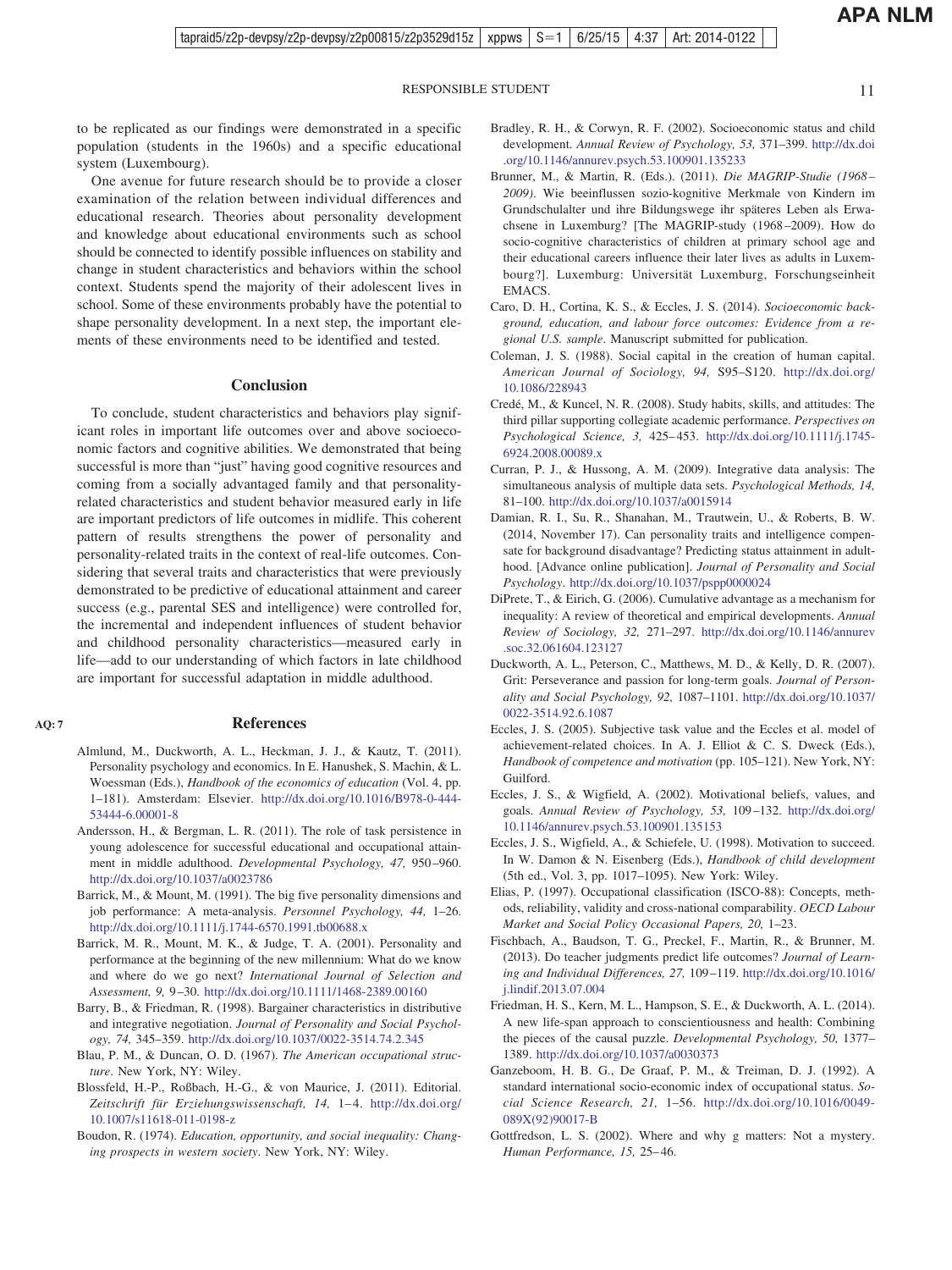to be replicated as our findings were demonstrated in a specific population (students in the 1960s) and a specific educational system (Luxembourg).

One avenue for future research should be to provide a closer examination of the relation between individual differences and educational research. Theories about personality development and knowledge about educational environments such as school should be connected to identify possible influences on stability and change in student characteristics and behaviors within the school context. Students spend the majority of their adolescent lives in school. Some of these environments probably have the potential to shape personality development. In a next step, the important elements of these environments need to be identified and tested.

## Conclusion

To conclude, student characteristics and behaviors play significant roles in important life outcomes over and above socioeconomic factors and cognitive abilities. We demonstrated that being successful is more than "just" having good cognitive resources and coming from a socially advantaged family and that personality-related characteristics and student behavior measured early in life are important predictors of life outcomes in midlife. This coherent pattern of results strengthens the power of personality and personality-related traits in the context of real-life outcomes. Considering that several traits and characteristics that were previously demonstrated to be predictive of educational attainment and career success (e.g., parental SES and intelligence) were controlled for, the incremental and independent influences of student behavior and childhood personality characteristics—measured early in life—add to our understanding of which factors in late childhood are important for successful adaptation in middle adulthood.

## References

Almlund, M., Duckworth, A. L., Heckman, J. J., & Kautz, T. (2011). Personality psychology and economics. In E. Hanushek, S. Machin, & L. Woessman (Eds.), *Handbook of the economics of education* (Vol. 4, pp. 1–181). Amsterdam: Elsevier. http://dx.doi.org/10.1016/B978-0-444-53444-6.00001-8

Andersson, H., & Bergman, L. R. (2011). The role of task persistence in young adolescence for successful educational and occupational attainment in middle adulthood. *Developmental Psychology, 47,* 950–960. http://dx.doi.org/10.1037/a0023786

Barrick, M., & Mount, M. (1991). The big five personality dimensions and job performance: A meta-analysis. *Personnel Psychology, 44,* 1–26. http://dx.doi.org/10.1111/j.1744-6570.1991.tb00688.x

Barrick, M. R., Mount, M. K., & Judge, T. A. (2001). Personality and performance at the beginning of the new millennium: What do we know and where do we go next? *International Journal of Selection and Assessment, 9,* 9–30. http://dx.doi.org/10.1111/1468-2389.00160

Barry, B., & Friedman, R. (1998). Bargainer characteristics in distributive and integrative negotiation. *Journal of Personality and Social Psychology, 74,* 345–359. http://dx.doi.org/10.1037/0022-3514.74.2.345

Blau, P. M., & Duncan, O. D. (1967). *The American occupational structure*. New York, NY: Wiley.

Blossfeld, H.-P., Roßbach, H.-G., & von Maurice, J. (2011). Editorial. *Zeitschrift für Erziehungswissenschaft, 14,* 1–4. http://dx.doi.org/10.1007/s11618-011-0198-z

Boudon, R. (1974). *Education, opportunity, and social inequality: Changing prospects in western society*. New York, NY: Wiley.

Bradley, R. H., & Corwyn, R. F. (2002). Socioeconomic status and child development. *Annual Review of Psychology, 53,* 371–399. http://dx.doi.org/10.1146/annurev.psych.53.100901.135233

Brunner, M., & Martin, R. (Eds.). (2011). *Die MAGRIP-Studie (1968–2009)*. Wie beeinflussen sozio-kognitive Merkmale von Kindern im Grundschulalter und ihre Bildungswege ihr späteres Leben als Erwachsene in Luxemburg? [The MAGRIP-study (1968–2009). How do socio-cognitive characteristics of children at primary school age and their educational careers influence their later lives as adults in Luxembourg?]. Luxemburg: Universität Luxemburg, Forschungseinheit EMACS.

Caro, D. H., Cortina, K. S., & Eccles, J. S. (2014). *Socioeconomic background, education, and labour force outcomes: Evidence from a regional U.S. sample*. Manuscript submitted for publication.

Coleman, J. S. (1988). Social capital in the creation of human capital. *American Journal of Sociology, 94,* S95–S120. http://dx.doi.org/10.1086/228943

Credé, M., & Kuncel, N. R. (2008). Study habits, skills, and attitudes: The third pillar supporting collegiate academic performance. *Perspectives on Psychological Science, 3,* 425–453. http://dx.doi.org/10.1111/j.1745-6924.2008.00089.x

Curran, P. J., & Hussong, A. M. (2009). Integrative data analysis: The simultaneous analysis of multiple data sets. *Psychological Methods, 14,* 81–100. http://dx.doi.org/10.1037/a0015914

Damian, R. I., Su, R., Shanahan, M., Trautwein, U., & Roberts, B. W. (2014, November 17). Can personality traits and intelligence compensate for background disadvantage? Predicting status attainment in adulthood. [Advance online publication]. *Journal of Personality and Social Psychology*. http://dx.doi.org/10.1037/pspp0000024

DiPrete, T., & Eirich, G. (2006). Cumulative advantage as a mechanism for inequality: A review of theoretical and empirical developments. *Annual Review of Sociology, 32,* 271–297. http://dx.doi.org/10.1146/annurev.soc.32.061604.123127

Duckworth, A. L., Peterson, C., Matthews, M. D., & Kelly, D. R. (2007). Grit: Perseverance and passion for long-term goals. *Journal of Personality and Social Psychology, 92,* 1087–1101. http://dx.doi.org/10.1037/0022-3514.92.6.1087

Eccles, J. S. (2005). Subjective task value and the Eccles et al. model of achievement-related choices. In A. J. Elliot & C. S. Dweck (Eds.), *Handbook of competence and motivation* (pp. 105–121). New York, NY: Guilford.

Eccles, J. S., & Wigfield, A. (2002). Motivational beliefs, values, and goals. *Annual Review of Psychology, 53,* 109–132. http://dx.doi.org/10.1146/annurev.psych.53.100901.135153

Eccles, J. S., Wigfield, A., & Schiefele, U. (1998). Motivation to succeed. In W. Damon & N. Eisenberg (Eds.), *Handbook of child development* (5th ed., Vol. 3, pp. 1017–1095). New York: Wiley.

Elias, P. (1997). Occupational classification (ISCO-88): Concepts, methods, reliability, validity and cross-national comparability. *OECD Labour Market and Social Policy Occasional Papers, 20,* 1–23.

Fischbach, A., Baudson, T. G., Preckel, F., Martin, R., & Brunner, M. (2013). Do teacher judgments predict life outcomes? *Journal of Learning and Individual Differences, 27,* 109–119. http://dx.doi.org/10.1016/j.lindif.2013.07.004

Friedman, H. S., Kern, M. L., Hampson, S. E., & Duckworth, A. L. (2014). A new life-span approach to conscientiousness and health: Combining the pieces of the causal puzzle. *Developmental Psychology, 50,* 1377–1389. http://dx.doi.org/10.1037/a0030373

Ganzeboom, H. B. G., De Graaf, P. M., & Treiman, D. J. (1992). A standard international socio-economic index of occupational status. *Social Science Research, 21,* 1–56. http://dx.doi.org/10.1016/0049-089X(92)90017-B

Gottfredson, L. S. (2002). Where and why g matters: Not a mystery. *Human Performance, 15,* 25–46.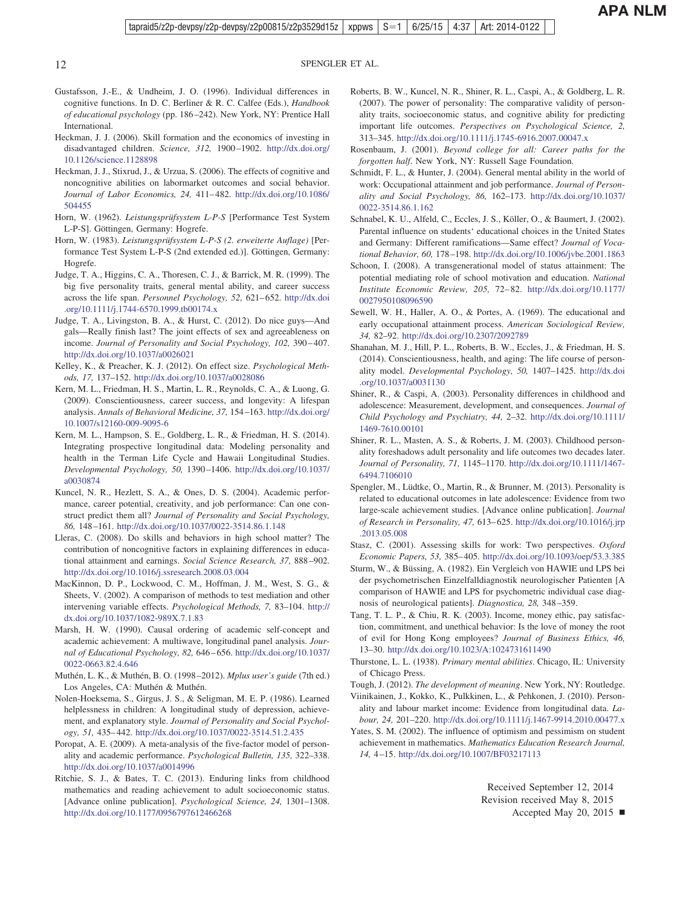Gustafsson, J.-E., & Undheim, J. O. (1996). Individual differences in cognitive functions. In D. C. Berliner & R. C. Calfee (Eds.), *Handbook of educational psychology* (pp. 186–242). New York, NY: Prentice Hall International.

Heckman, J. J. (2006). Skill formation and the economics of investing in disadvantaged children. *Science, 312,* 1900–1902. http://dx.doi.org/10.1126/science.1128898

Heckman, J. J., Stixrud, J., & Urzua, S. (2006). The effects of cognitive and noncognitive abilities on labormarket outcomes and social behavior. *Journal of Labor Economics, 24,* 411–482. http://dx.doi.org/10.1086/504455

Horn, W. (1962). *Leistungsprüfsystem L-P-S* [Performance Test System L-P-S]. Göttingen, Germany: Hogrefe.

Horn, W. (1983). *Leistungsprüfsystem L-P-S (2. erweiterte Auflage)* [Performance Test System L-P-S (2nd extended ed.)]. Göttingen, Germany: Hogrefe.

Judge, T. A., Higgins, C. A., Thoresen, C. J., & Barrick, M. R. (1999). The big five personality traits, general mental ability, and career success across the life span. *Personnel Psychology, 52,* 621–652. http://dx.doi.org/10.1111/j.1744-6570.1999.tb00174.x

Judge, T. A., Livingston, B. A., & Hurst, C. (2012). Do nice guys—And gals—Really finish last? The joint effects of sex and agreeableness on income. *Journal of Personality and Social Psychology, 102,* 390–407. http://dx.doi.org/10.1037/a0026021

Kelley, K., & Preacher, K. J. (2012). On effect size. *Psychological Methods, 17,* 137–152. http://dx.doi.org/10.1037/a0028086

Kern, M. L., Friedman, H. S., Martin, L. R., Reynolds, C. A., & Luong, G. (2009). Conscientiousness, career success, and longevity: A lifespan analysis. *Annals of Behavioral Medicine, 37,* 154–163. http://dx.doi.org/10.1007/s12160-009-9095-6

Kern, M. L., Hampson, S. E., Goldberg, L. R., & Friedman, H. S. (2014). Integrating prospective longitudinal data: Modeling personality and health in the Terman Life Cycle and Hawaii Longitudinal Studies. *Developmental Psychology, 50,* 1390–1406. http://dx.doi.org/10.1037/a0030874

Kuncel, N. R., Hezlett, S. A., & Ones, D. S. (2004). Academic performance, career potential, creativity, and job performance: Can one construct predict them all? *Journal of Personality and Social Psychology, 86,* 148–161. http://dx.doi.org/10.1037/0022-3514.86.1.148

Lleras, C. (2008). Do skills and behaviors in high school matter? The contribution of noncognitive factors in explaining differences in educational attainment and earnings. *Social Science Research, 37,* 888–902. http://dx.doi.org/10.1016/j.ssresearch.2008.03.004

MacKinnon, D. P., Lockwood, C. M., Hoffman, J. M., West, S. G., & Sheets, V. (2002). A comparison of methods to test mediation and other intervening variable effects. *Psychological Methods, 7,* 83–104. http://dx.doi.org/10.1037/1082-989X.7.1.83

Marsh, H. W. (1990). Causal ordering of academic self-concept and academic achievement: A multiwave, longitudinal panel analysis. *Journal of Educational Psychology, 82,* 646–656. http://dx.doi.org/10.1037/0022-0663.82.4.646

Muthén, L. K., & Muthén, B. O. (1998–2012). *Mplus user's guide* (7th ed.) Los Angeles, CA: Muthén & Muthén.

Nolen-Hoeksema, S., Girgus, J. S., & Seligman, M. E. P. (1986). Learned helplessness in children: A longitudinal study of depression, achievement, and explanatory style. *Journal of Personality and Social Psychology, 51,* 435–442. http://dx.doi.org/10.1037/0022-3514.51.2.435

Poropat, A. E. (2009). A meta-analysis of the five-factor model of personality and academic performance. *Psychological Bulletin, 135,* 322–338. http://dx.doi.org/10.1037/a0014996

Ritchie, S. J., & Bates, T. C. (2013). Enduring links from childhood mathematics and reading achievement to adult socioeconomic status. [Advance online publication]. *Psychological Science, 24,* 1301–1308. http://dx.doi.org/10.1177/0956797612466268

Roberts, B. W., Kuncel, N. R., Shiner, R. L., Caspi, A., & Goldberg, L. R. (2007). The power of personality: The comparative validity of personality traits, socioeconomic status, and cognitive ability for predicting important life outcomes. *Perspectives on Psychological Science, 2,* 313–345. http://dx.doi.org/10.1111/j.1745-6916.2007.00047.x

Rosenbaum, J. (2001). *Beyond college for all: Career paths for the forgotten half*. New York, NY: Russell Sage Foundation.

Schmidt, F. L., & Hunter, J. (2004). General mental ability in the world of work: Occupational attainment and job performance. *Journal of Personality and Social Psychology, 86,* 162–173. http://dx.doi.org/10.1037/0022-3514.86.1.162

Schnabel, K. U., Alfeld, C., Eccles, J. S., Köller, O., & Baumert, J. (2002). Parental influence on students' educational choices in the United States and Germany: Different ramifications—Same effect? *Journal of Vocational Behavior, 60,* 178–198. http://dx.doi.org/10.1006/jvbe.2001.1863

Schoon, I. (2008). A transgenerational model of status attainment: The potential mediating role of school motivation and education. *National Institute Economic Review, 205,* 72–82. http://dx.doi.org/10.1177/0027950108096590

Sewell, W. H., Haller, A. O., & Portes, A. (1969). The educational and early occupational attainment process. *American Sociological Review, 34,* 82–92. http://dx.doi.org/10.2307/2092789

Shanahan, M. J., Hill, P. L., Roberts, B. W., Eccles, J., & Friedman, H. S. (2014). Conscientiousness, health, and aging: The life course of personality model. *Developmental Psychology, 50,* 1407–1425. http://dx.doi.org/10.1037/a0031130

Shiner, R., & Caspi, A. (2003). Personality differences in childhood and adolescence: Measurement, development, and consequences. *Journal of Child Psychology and Psychiatry, 44,* 2–32. http://dx.doi.org/10.1111/1469-7610.00101

Shiner, R. L., Masten, A. S., & Roberts, J. M. (2003). Childhood personality foreshadows adult personality and life outcomes two decades later. *Journal of Personality, 71,* 1145–1170. http://dx.doi.org/10.1111/1467-6494.7106010

Spengler, M., Lüdtke, O., Martin, R., & Brunner, M. (2013). Personality is related to educational outcomes in late adolescence: Evidence from two large-scale achievement studies. [Advance online publication]. *Journal of Research in Personality, 47,* 613–625. http://dx.doi.org/10.1016/j.jrp.2013.05.008

Stasz, C. (2001). Assessing skills for work: Two perspectives. *Oxford Economic Papers, 53,* 385–405. http://dx.doi.org/10.1093/oep/53.3.385

Sturm, W., & Büssing, A. (1982). Ein Vergleich von HAWIE und LPS bei der psychometrischen Einzelfalldiagnostik neurologischer Patienten [A comparison of HAWIE and LPS for psychometric individual case diagnosis of neurological patients]. *Diagnostica, 28,* 348–359.

Tang, T. L. P., & Chiu, R. K. (2003). Income, money ethic, pay satisfaction, commitment, and unethical behavior: Is the love of money the root of evil for Hong Kong employees? *Journal of Business Ethics, 46,* 13–30. http://dx.doi.org/10.1023/A:1024731611490

Thurstone, L. L. (1938). *Primary mental abilities*. Chicago, IL: University of Chicago Press.

Tough, J. (2012). *The development of meaning*. New York, NY: Routledge.

Viinikainen, J., Kokko, K., Pulkkinen, L., & Pehkonen, J. (2010). Personality and labour market income: Evidence from longitudinal data. *Labour, 24,* 201–220. http://dx.doi.org/10.1111/j.1467-9914.2010.00477.x

Yates, S. M. (2002). The influence of optimism and pessimism on student achievement in mathematics. *Mathematics Education Research Journal, 14,* 4–15. http://dx.doi.org/10.1007/BF03217113

Received September 12, 2014
Revision received May 8, 2015
Accepted May 20, 2015 ■